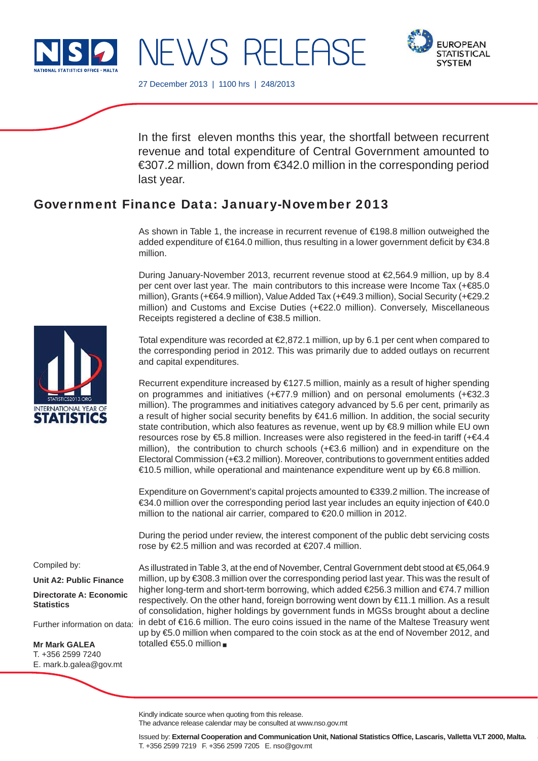NEWS RELEASE

27 December 2013 | 1100 hrs | 248/2013

In the first eleven months this year, the shortfall between recurrent revenue and total expenditure of Central Government amounted to €307.2 million, down from €342.0 million in the corresponding period last year.

## Government Finance Data: January-November 2013

As shown in Table 1, the increase in recurrent revenue of €198.8 million outweighed the added expenditure of €164.0 million, thus resulting in a lower government deficit by €34.8 million.

During January-November 2013, recurrent revenue stood at €2,564.9 million, up by 8.4 per cent over last year. The main contributors to this increase were Income Tax (+€85.0 million), Grants (+€64.9 million), Value Added Tax (+€49.3 million), Social Security (+€29.2 million) and Customs and Excise Duties (+€22.0 million). Conversely, Miscellaneous Receipts registered a decline of €38.5 million.

Total expenditure was recorded at €2,872.1 million, up by 6.1 per cent when compared to the corresponding period in 2012. This was primarily due to added outlays on recurrent and capital expenditures.

Recurrent expenditure increased by €127.5 million, mainly as a result of higher spending on programmes and initiatives (+€77.9 million) and on personal emoluments (+€32.3 million). The programmes and initiatives category advanced by 5.6 per cent, primarily as a result of higher social security benefits by €41.6 million. In addition, the social security state contribution, which also features as revenue, went up by €8.9 million while EU own resources rose by €5.8 million. Increases were also registered in the feed-in tariff (+€4.4 million), the contribution to church schools (+€3.6 million) and in expenditure on the Electoral Commission (+€3.2 million). Moreover, contributions to government entities added €10.5 million, while operational and maintenance expenditure went up by €6.8 million.

Expenditure on Government's capital projects amounted to €339.2 million. The increase of €34.0 million over the corresponding period last year includes an equity injection of €40.0 million to the national air carrier, compared to €20.0 million in 2012.

During the period under review, the interest component of the public debt servicing costs rose by €2.5 million and was recorded at €207.4 million.

As illustrated in Table 3, at the end of November, Central Government debt stood at €5,064.9 million, up by €308.3 million over the corresponding period last year. This was the result of higher long-term and short-term borrowing, which added €256.3 million and €74.7 million respectively. On the other hand, foreign borrowing went down by €11.1 million. As a result of consolidation, higher holdings by government funds in MGSs brought about a decline in debt of €16.6 million. The euro coins issued in the name of the Maltese Treasury went up by €5.0 million when compared to the coin stock as at the end of November 2012, and totalled €55.0 million.

Compiled by:

**Unit A2: Public Finance**

**Directorate A: Economic Statistics**

Further information on data:

**Mr Mark GALEA**
T. +356 2599 7240
E. mark.b.galea@gov.mt

Kindly indicate source when quoting from this release.
The advance release calendar may be consulted at www.nso.gov.mt

Issued by: **External Cooperation and Communication Unit, National Statistics Office, Lascaris, Valletta VLT 2000, Malta.**
T. +356 2599 7219 F. +356 2599 7205 E. nso@gov.mt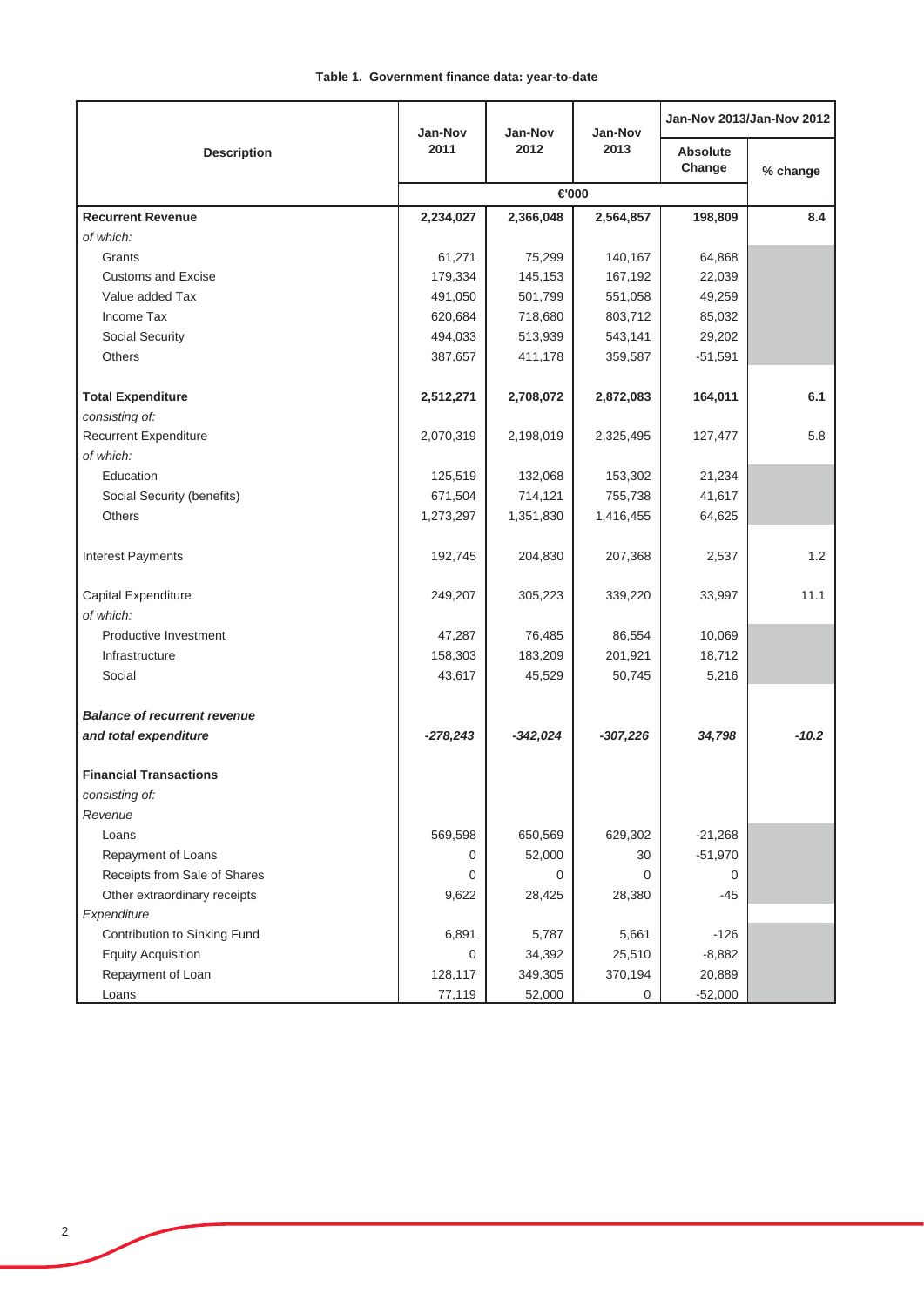**Table 1. Government finance data: year-to-date**

| Description | Jan-Nov 2011 | Jan-Nov 2012 | Jan-Nov 2013 | Jan-Nov 2013/Jan-Nov 2012 | |
|---|---|---|---|---|---|
| | | | | Absolute Change | % change |
| | €'000 | | | | |
| **Recurrent Revenue** | **2,234,027** | **2,366,048** | **2,564,857** | **198,809** | **8.4** |
| *of which:* | | | | | |
| Grants | 61,271 | 75,299 | 140,167 | 64,868 | |
| Customs and Excise | 179,334 | 145,153 | 167,192 | 22,039 | |
| Value added Tax | 491,050 | 501,799 | 551,058 | 49,259 | |
| Income Tax | 620,684 | 718,680 | 803,712 | 85,032 | |
| Social Security | 494,033 | 513,939 | 543,141 | 29,202 | |
| Others | 387,657 | 411,178 | 359,587 | -51,591 | |
| **Total Expenditure** | **2,512,271** | **2,708,072** | **2,872,083** | **164,011** | **6.1** |
| *consisting of:* | | | | | |
| Recurrent Expenditure | 2,070,319 | 2,198,019 | 2,325,495 | 127,477 | 5.8 |
| *of which:* | | | | | |
| Education | 125,519 | 132,068 | 153,302 | 21,234 | |
| Social Security (benefits) | 671,504 | 714,121 | 755,738 | 41,617 | |
| Others | 1,273,297 | 1,351,830 | 1,416,455 | 64,625 | |
| Interest Payments | 192,745 | 204,830 | 207,368 | 2,537 | 1.2 |
| Capital Expenditure | 249,207 | 305,223 | 339,220 | 33,997 | 11.1 |
| *of which:* | | | | | |
| Productive Investment | 47,287 | 76,485 | 86,554 | 10,069 | |
| Infrastructure | 158,303 | 183,209 | 201,921 | 18,712 | |
| Social | 43,617 | 45,529 | 50,745 | 5,216 | |
| ***Balance of recurrent revenue and total expenditure*** | ***-278,243*** | ***-342,024*** | ***-307,226*** | ***34,798*** | ***-10.2*** |
| **Financial Transactions** | | | | | |
| *consisting of:* | | | | | |
| *Revenue* | | | | | |
| Loans | 569,598 | 650,569 | 629,302 | -21,268 | |
| Repayment of Loans | 0 | 52,000 | 30 | -51,970 | |
| Receipts from Sale of Shares | 0 | 0 | 0 | 0 | |
| Other extraordinary receipts | 9,622 | 28,425 | 28,380 | -45 | |
| *Expenditure* | | | | | |
| Contribution to Sinking Fund | 6,891 | 5,787 | 5,661 | -126 | |
| Equity Acquisition | 0 | 34,392 | 25,510 | -8,882 | |
| Repayment of Loan | 128,117 | 349,305 | 370,194 | 20,889 | |
| Loans | 77,119 | 52,000 | 0 | -52,000 | |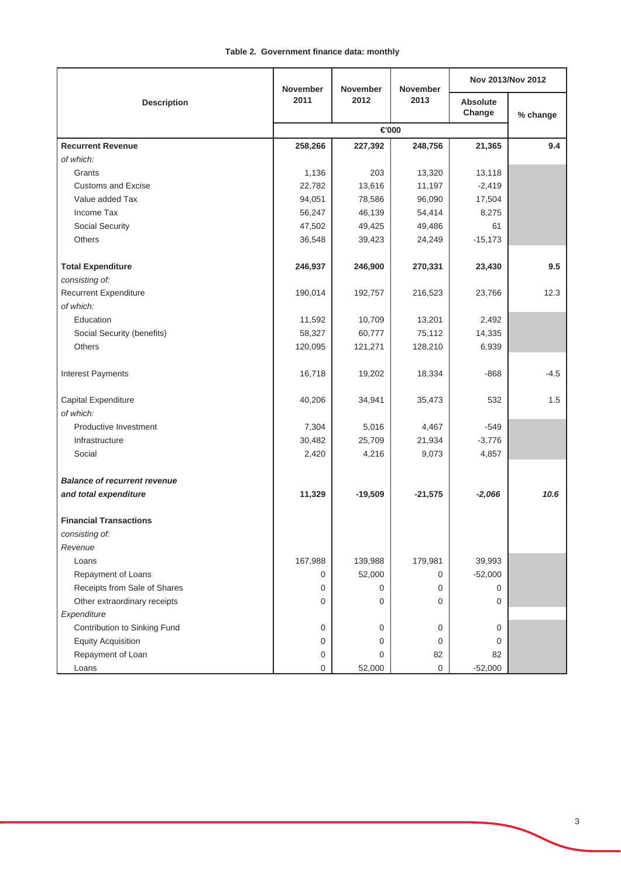**Table 2. Government finance data: monthly**

| Description | November 2011 | November 2012 | November 2013 | Nov 2013/Nov 2012 | |
|---|---|---|---|---|---|
| | | | | Absolute Change | % change |
| | €'000 | | | | |
| **Recurrent Revenue** | **258,266** | **227,392** | **248,756** | **21,365** | **9.4** |
| *of which:* | | | | | |
| Grants | 1,136 | 203 | 13,320 | 13,118 | |
| Customs and Excise | 22,782 | 13,616 | 11,197 | -2,419 | |
| Value added Tax | 94,051 | 78,586 | 96,090 | 17,504 | |
| Income Tax | 56,247 | 46,139 | 54,414 | 8,275 | |
| Social Security | 47,502 | 49,425 | 49,486 | 61 | |
| Others | 36,548 | 39,423 | 24,249 | -15,173 | |
| **Total Expenditure** | **246,937** | **246,900** | **270,331** | **23,430** | **9.5** |
| *consisting of:* | | | | | |
| Recurrent Expenditure | 190,014 | 192,757 | 216,523 | 23,766 | 12.3 |
| *of which:* | | | | | |
| Education | 11,592 | 10,709 | 13,201 | 2,492 | |
| Social Security (benefits) | 58,327 | 60,777 | 75,112 | 14,335 | |
| Others | 120,095 | 121,271 | 128,210 | 6,939 | |
| Interest Payments | 16,718 | 19,202 | 18,334 | -868 | -4.5 |
| Capital Expenditure | 40,206 | 34,941 | 35,473 | 532 | 1.5 |
| *of which:* | | | | | |
| Productive Investment | 7,304 | 5,016 | 4,467 | -549 | |
| Infrastructure | 30,482 | 25,709 | 21,934 | -3,776 | |
| Social | 2,420 | 4,216 | 9,073 | 4,857 | |
| ***Balance of recurrent revenue and total expenditure*** | **11,329** | **-19,509** | **-21,575** | ***-2,066*** | ***10.6*** |
| **Financial Transactions** | | | | | |
| *consisting of:* | | | | | |
| *Revenue* | | | | | |
| Loans | 167,988 | 139,988 | 179,981 | 39,993 | |
| Repayment of Loans | 0 | 52,000 | 0 | -52,000 | |
| Receipts from Sale of Shares | 0 | 0 | 0 | 0 | |
| Other extraordinary receipts | 0 | 0 | 0 | 0 | |
| *Expenditure* | | | | | |
| Contribution to Sinking Fund | 0 | 0 | 0 | 0 | |
| Equity Acquisition | 0 | 0 | 0 | 0 | |
| Repayment of Loan | 0 | 0 | 82 | 82 | |
| Loans | 0 | 52,000 | 0 | -52,000 | |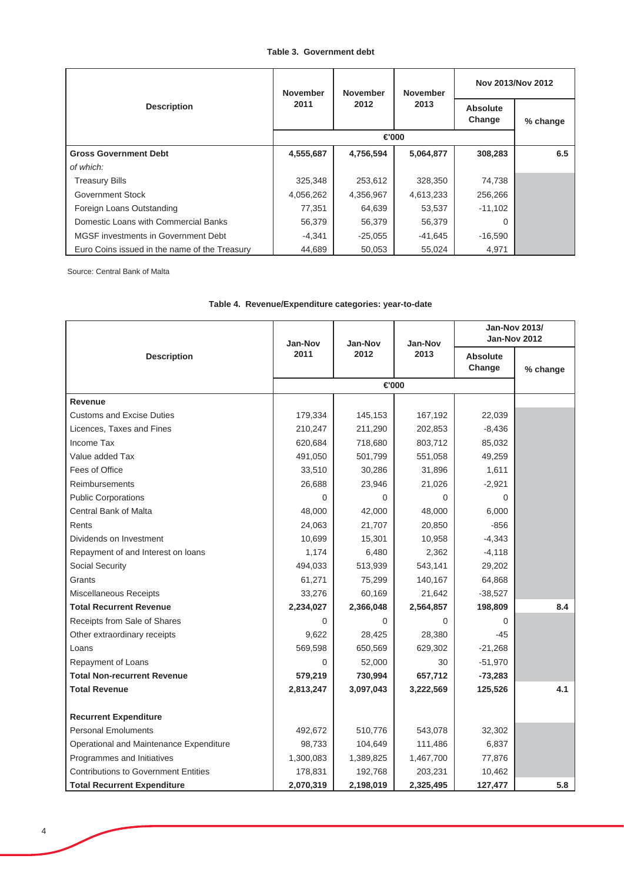**Table 3. Government debt**

| Description | November 2011 | November 2012 | November 2013 | Nov 2013/Nov 2012 | |
|---|---|---|---|---|---|
| | | | | Absolute Change | % change |
| | €'000 | | | | |
| **Gross Government Debt** | **4,555,687** | **4,756,594** | **5,064,877** | **308,283** | **6.5** |
| *of which:* | | | | | |
| Treasury Bills | 325,348 | 253,612 | 328,350 | 74,738 | |
| Government Stock | 4,056,262 | 4,356,967 | 4,613,233 | 256,266 | |
| Foreign Loans Outstanding | 77,351 | 64,639 | 53,537 | -11,102 | |
| Domestic Loans with Commercial Banks | 56,379 | 56,379 | 56,379 | 0 | |
| MGSF investments in Government Debt | -4,341 | -25,055 | -41,645 | -16,590 | |
| Euro Coins issued in the name of the Treasury | 44,689 | 50,053 | 55,024 | 4,971 | |

Source: Central Bank of Malta

**Table 4. Revenue/Expenditure categories: year-to-date**

| Description | Jan-Nov 2011 | Jan-Nov 2012 | Jan-Nov 2013 | Jan-Nov 2013/ Jan-Nov 2012 | |
|---|---|---|---|---|---|
| | | | | Absolute Change | % change |
| | €'000 | | | | |
| **Revenue** | | | | | |
| Customs and Excise Duties | 179,334 | 145,153 | 167,192 | 22,039 | |
| Licences, Taxes and Fines | 210,247 | 211,290 | 202,853 | -8,436 | |
| Income Tax | 620,684 | 718,680 | 803,712 | 85,032 | |
| Value added Tax | 491,050 | 501,799 | 551,058 | 49,259 | |
| Fees of Office | 33,510 | 30,286 | 31,896 | 1,611 | |
| Reimbursements | 26,688 | 23,946 | 21,026 | -2,921 | |
| Public Corporations | 0 | 0 | 0 | 0 | |
| Central Bank of Malta | 48,000 | 42,000 | 48,000 | 6,000 | |
| Rents | 24,063 | 21,707 | 20,850 | -856 | |
| Dividends on Investment | 10,699 | 15,301 | 10,958 | -4,343 | |
| Repayment of and Interest on loans | 1,174 | 6,480 | 2,362 | -4,118 | |
| Social Security | 494,033 | 513,939 | 543,141 | 29,202 | |
| Grants | 61,271 | 75,299 | 140,167 | 64,868 | |
| Miscellaneous Receipts | 33,276 | 60,169 | 21,642 | -38,527 | |
| **Total Recurrent Revenue** | **2,234,027** | **2,366,048** | **2,564,857** | **198,809** | **8.4** |
| Receipts from Sale of Shares | 0 | 0 | 0 | 0 | |
| Other extraordinary receipts | 9,622 | 28,425 | 28,380 | -45 | |
| Loans | 569,598 | 650,569 | 629,302 | -21,268 | |
| Repayment of Loans | 0 | 52,000 | 30 | -51,970 | |
| **Total Non-recurrent Revenue** | **579,219** | **730,994** | **657,712** | **-73,283** | |
| **Total Revenue** | **2,813,247** | **3,097,043** | **3,222,569** | **125,526** | **4.1** |
| | | | | | |
| **Recurrent Expenditure** | | | | | |
| Personal Emoluments | 492,672 | 510,776 | 543,078 | 32,302 | |
| Operational and Maintenance Expenditure | 98,733 | 104,649 | 111,486 | 6,837 | |
| Programmes and Initiatives | 1,300,083 | 1,389,825 | 1,467,700 | 77,876 | |
| Contributions to Government Entities | 178,831 | 192,768 | 203,231 | 10,462 | |
| **Total Recurrent Expenditure** | **2,070,319** | **2,198,019** | **2,325,495** | **127,477** | **5.8** |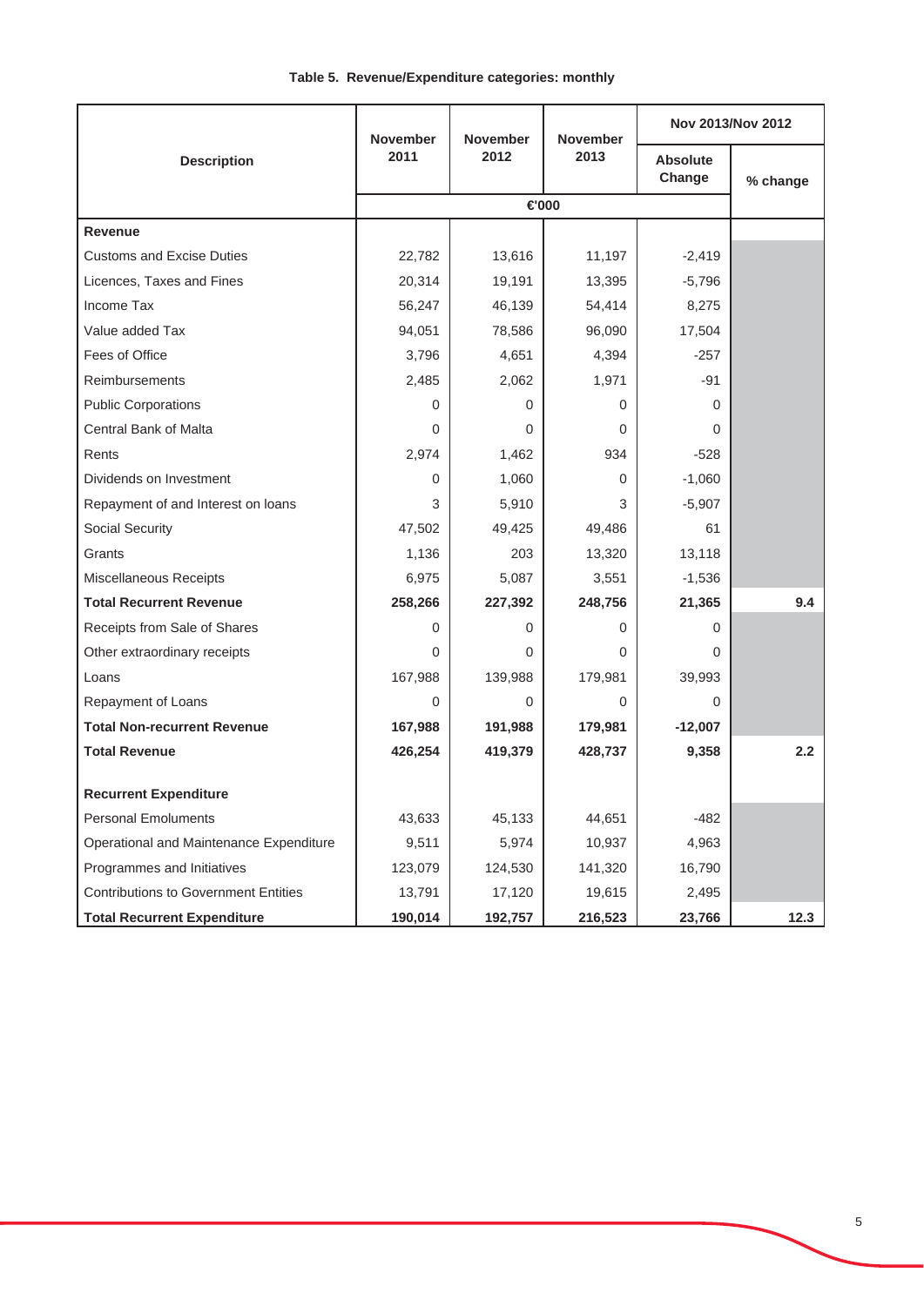**Table 5. Revenue/Expenditure categories: monthly**

| Description | November 2011 | November 2012 | November 2013 | Nov 2013/Nov 2012 | |
|---|---|---|---|---|---|
| | | | | Absolute Change | % change |
| | €'000 | | | | |
| **Revenue** | | | | | |
| Customs and Excise Duties | 22,782 | 13,616 | 11,197 | -2,419 | |
| Licences, Taxes and Fines | 20,314 | 19,191 | 13,395 | -5,796 | |
| Income Tax | 56,247 | 46,139 | 54,414 | 8,275 | |
| Value added Tax | 94,051 | 78,586 | 96,090 | 17,504 | |
| Fees of Office | 3,796 | 4,651 | 4,394 | -257 | |
| Reimbursements | 2,485 | 2,062 | 1,971 | -91 | |
| Public Corporations | 0 | 0 | 0 | 0 | |
| Central Bank of Malta | 0 | 0 | 0 | 0 | |
| Rents | 2,974 | 1,462 | 934 | -528 | |
| Dividends on Investment | 0 | 1,060 | 0 | -1,060 | |
| Repayment of and Interest on loans | 3 | 5,910 | 3 | -5,907 | |
| Social Security | 47,502 | 49,425 | 49,486 | 61 | |
| Grants | 1,136 | 203 | 13,320 | 13,118 | |
| Miscellaneous Receipts | 6,975 | 5,087 | 3,551 | -1,536 | |
| **Total Recurrent Revenue** | **258,266** | **227,392** | **248,756** | **21,365** | **9.4** |
| Receipts from Sale of Shares | 0 | 0 | 0 | 0 | |
| Other extraordinary receipts | 0 | 0 | 0 | 0 | |
| Loans | 167,988 | 139,988 | 179,981 | 39,993 | |
| Repayment of Loans | 0 | 0 | 0 | 0 | |
| **Total Non-recurrent Revenue** | **167,988** | **191,988** | **179,981** | **-12,007** | |
| **Total Revenue** | **426,254** | **419,379** | **428,737** | **9,358** | **2.2** |
| | | | | | |
| **Recurrent Expenditure** | | | | | |
| Personal Emoluments | 43,633 | 45,133 | 44,651 | -482 | |
| Operational and Maintenance Expenditure | 9,511 | 5,974 | 10,937 | 4,963 | |
| Programmes and Initiatives | 123,079 | 124,530 | 141,320 | 16,790 | |
| Contributions to Government Entities | 13,791 | 17,120 | 19,615 | 2,495 | |
| **Total Recurrent Expenditure** | **190,014** | **192,757** | **216,523** | **23,766** | **12.3** |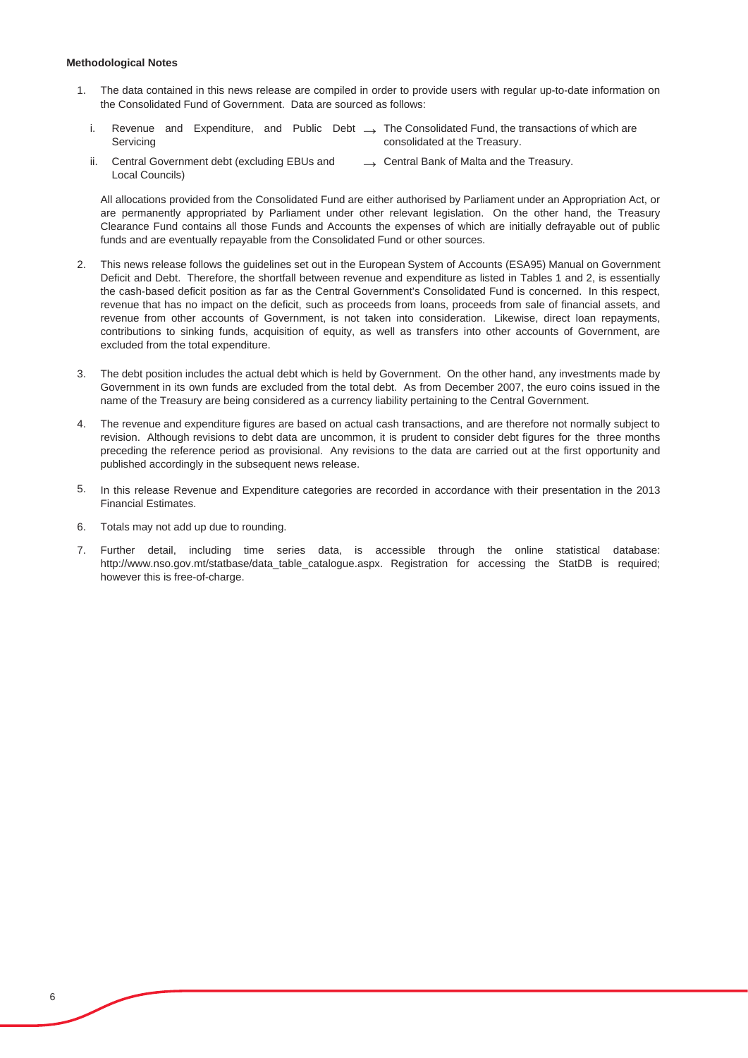**Methodological Notes**

1. The data contained in this news release are compiled in order to provide users with regular up-to-date information on the Consolidated Fund of Government. Data are sourced as follows:

   i. Revenue and Expenditure, and Public Debt Servicing → The Consolidated Fund, the transactions of which are consolidated at the Treasury.

   ii. Central Government debt (excluding EBUs and Local Councils) → Central Bank of Malta and the Treasury.

   All allocations provided from the Consolidated Fund are either authorised by Parliament under an Appropriation Act, or are permanently appropriated by Parliament under other relevant legislation. On the other hand, the Treasury Clearance Fund contains all those Funds and Accounts the expenses of which are initially defrayable out of public funds and are eventually repayable from the Consolidated Fund or other sources.

2. This news release follows the guidelines set out in the European System of Accounts (ESA95) Manual on Government Deficit and Debt. Therefore, the shortfall between revenue and expenditure as listed in Tables 1 and 2, is essentially the cash-based deficit position as far as the Central Government's Consolidated Fund is concerned. In this respect, revenue that has no impact on the deficit, such as proceeds from loans, proceeds from sale of financial assets, and revenue from other accounts of Government, is not taken into consideration. Likewise, direct loan repayments, contributions to sinking funds, acquisition of equity, as well as transfers into other accounts of Government, are excluded from the total expenditure.

3. The debt position includes the actual debt which is held by Government. On the other hand, any investments made by Government in its own funds are excluded from the total debt. As from December 2007, the euro coins issued in the name of the Treasury are being considered as a currency liability pertaining to the Central Government.

4. The revenue and expenditure figures are based on actual cash transactions, and are therefore not normally subject to revision. Although revisions to debt data are uncommon, it is prudent to consider debt figures for the three months preceding the reference period as provisional. Any revisions to the data are carried out at the first opportunity and published accordingly in the subsequent news release.

5. In this release Revenue and Expenditure categories are recorded in accordance with their presentation in the 2013 Financial Estimates.

6. Totals may not add up due to rounding.

7. Further detail, including time series data, is accessible through the online statistical database: http://www.nso.gov.mt/statbase/data_table_catalogue.aspx. Registration for accessing the StatDB is required; however this is free-of-charge.